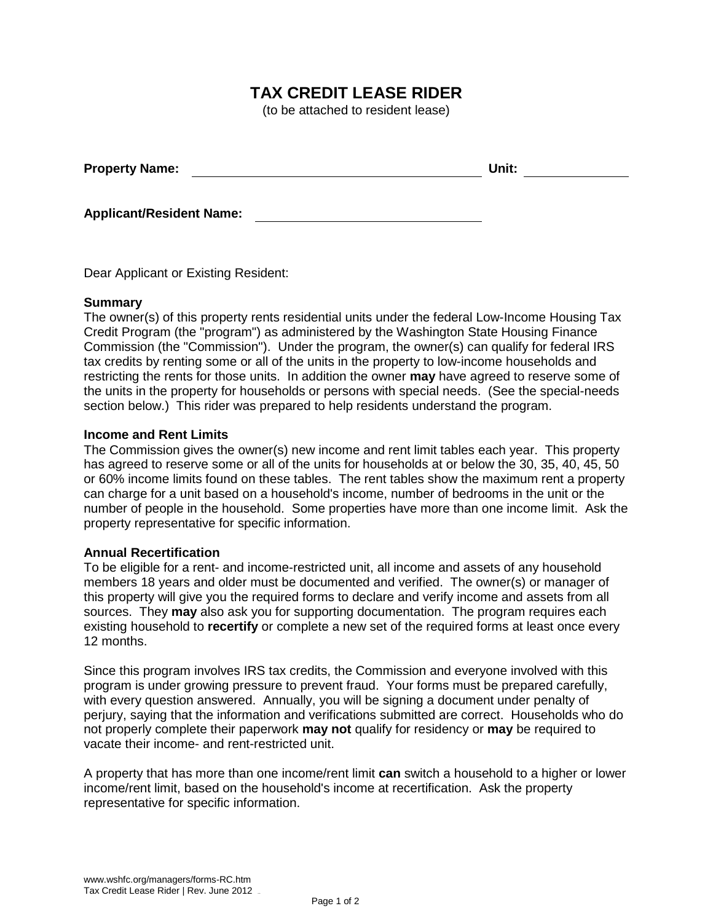# TAX CREDIT LEASE RIDER

(to be attached to resident lease)

**Property Name:** ____________________ **Unit:** __________

**Applicant/Resident Name:** ____________________

Dear Applicant or Existing Resident:

**Summary**

The owner(s) of this property rents residential units under the federal Low-Income Housing Tax Credit Program (the "program") as administered by the Washington State Housing Finance Commission (the "Commission"). Under the program, the owner(s) can qualify for federal IRS tax credits by renting some or all of the units in the property to low-income households and restricting the rents for those units. In addition the owner **may** have agreed to reserve some of the units in the property for households or persons with special needs. (See the special-needs section below.) This rider was prepared to help residents understand the program.

**Income and Rent Limits**

The Commission gives the owner(s) new income and rent limit tables each year. This property has agreed to reserve some or all of the units for households at or below the 30, 35, 40, 45, 50 or 60% income limits found on these tables. The rent tables show the maximum rent a property can charge for a unit based on a household's income, number of bedrooms in the unit or the number of people in the household. Some properties have more than one income limit. Ask the property representative for specific information.

**Annual Recertification**

To be eligible for a rent- and income-restricted unit, all income and assets of any household members 18 years and older must be documented and verified. The owner(s) or manager of this property will give you the required forms to declare and verify income and assets from all sources. They **may** also ask you for supporting documentation. The program requires each existing household to **recertify** or complete a new set of the required forms at least once every 12 months.

Since this program involves IRS tax credits, the Commission and everyone involved with this program is under growing pressure to prevent fraud. Your forms must be prepared carefully, with every question answered. Annually, you will be signing a document under penalty of perjury, saying that the information and verifications submitted are correct. Households who do not properly complete their paperwork **may not** qualify for residency or **may** be required to vacate their income- and rent-restricted unit.

A property that has more than one income/rent limit **can** switch a household to a higher or lower income/rent limit, based on the household's income at recertification. Ask the property representative for specific information.

www.wshfc.org/managers/forms-RC.htm
Tax Credit Lease Rider | Rev. June 2012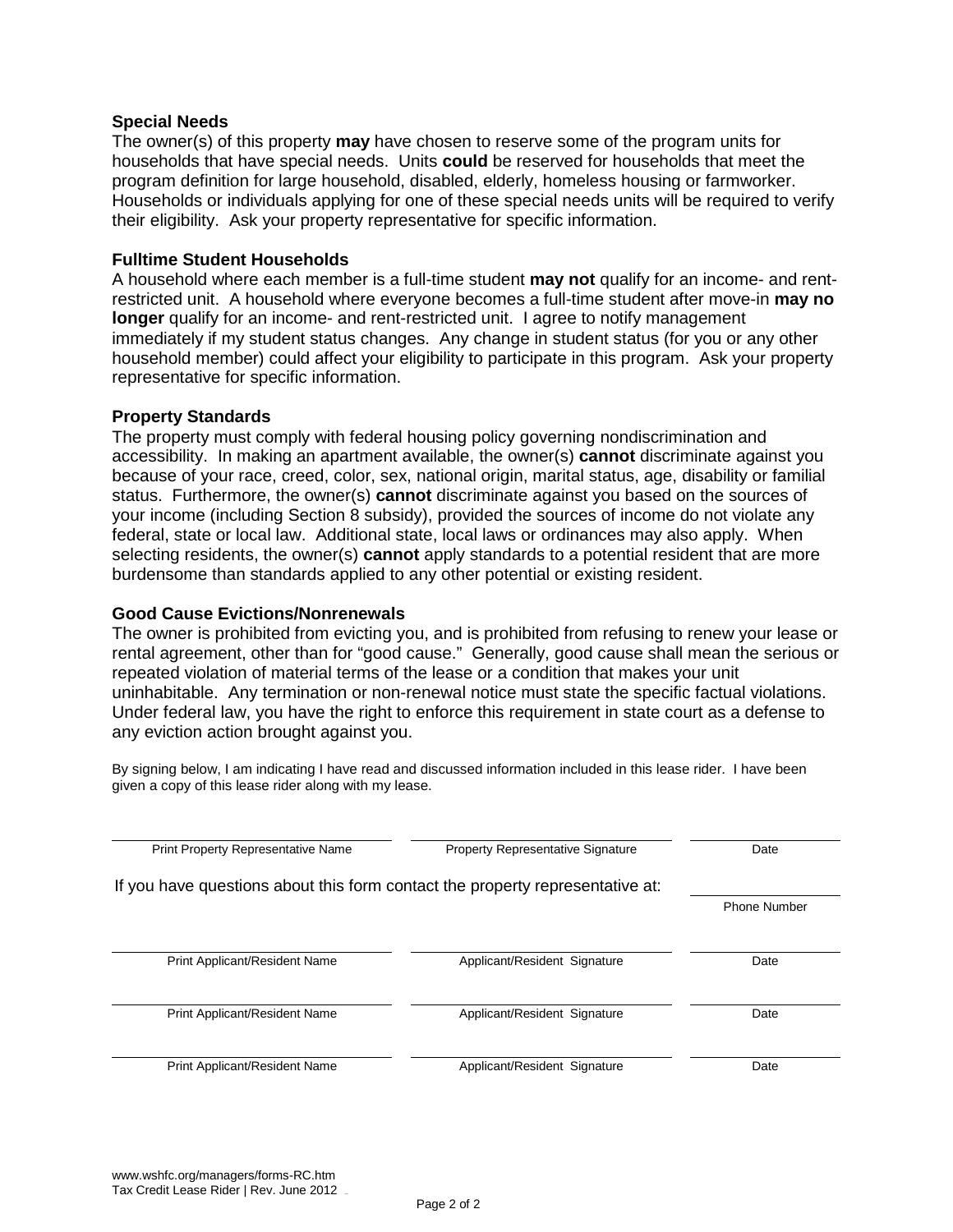### Special Needs

The owner(s) of this property **may** have chosen to reserve some of the program units for households that have special needs. Units **could** be reserved for households that meet the program definition for large household, disabled, elderly, homeless housing or farmworker. Households or individuals applying for one of these special needs units will be required to verify their eligibility. Ask your property representative for specific information.

### Fulltime Student Households

A household where each member is a full-time student **may not** qualify for an income- and rent-restricted unit. A household where everyone becomes a full-time student after move-in **may no longer** qualify for an income- and rent-restricted unit. I agree to notify management immediately if my student status changes. Any change in student status (for you or any other household member) could affect your eligibility to participate in this program. Ask your property representative for specific information.

### Property Standards

The property must comply with federal housing policy governing nondiscrimination and accessibility. In making an apartment available, the owner(s) **cannot** discriminate against you because of your race, creed, color, sex, national origin, marital status, age, disability or familial status. Furthermore, the owner(s) **cannot** discriminate against you based on the sources of your income (including Section 8 subsidy), provided the sources of income do not violate any federal, state or local law. Additional state, local laws or ordinances may also apply. When selecting residents, the owner(s) **cannot** apply standards to a potential resident that are more burdensome than standards applied to any other potential or existing resident.

### Good Cause Evictions/Nonrenewals

The owner is prohibited from evicting you, and is prohibited from refusing to renew your lease or rental agreement, other than for "good cause." Generally, good cause shall mean the serious or repeated violation of material terms of the lease or a condition that makes your unit uninhabitable. Any termination or non-renewal notice must state the specific factual violations. Under federal law, you have the right to enforce this requirement in state court as a defense to any eviction action brought against you.

By signing below, I am indicating I have read and discussed information included in this lease rider. I have been given a copy of this lease rider along with my lease.

| | | |
|---|---|---|
| Print Property Representative Name | Property Representative Signature | Date |

If you have questions about this form contact the property representative at: ______________ Phone Number

| | | |
|---|---|---|
| Print Applicant/Resident Name | Applicant/Resident Signature | Date |
| Print Applicant/Resident Name | Applicant/Resident Signature | Date |
| Print Applicant/Resident Name | Applicant/Resident Signature | Date |

www.wshfc.org/managers/forms-RC.htm
Tax Credit Lease Rider | Rev. June 2012